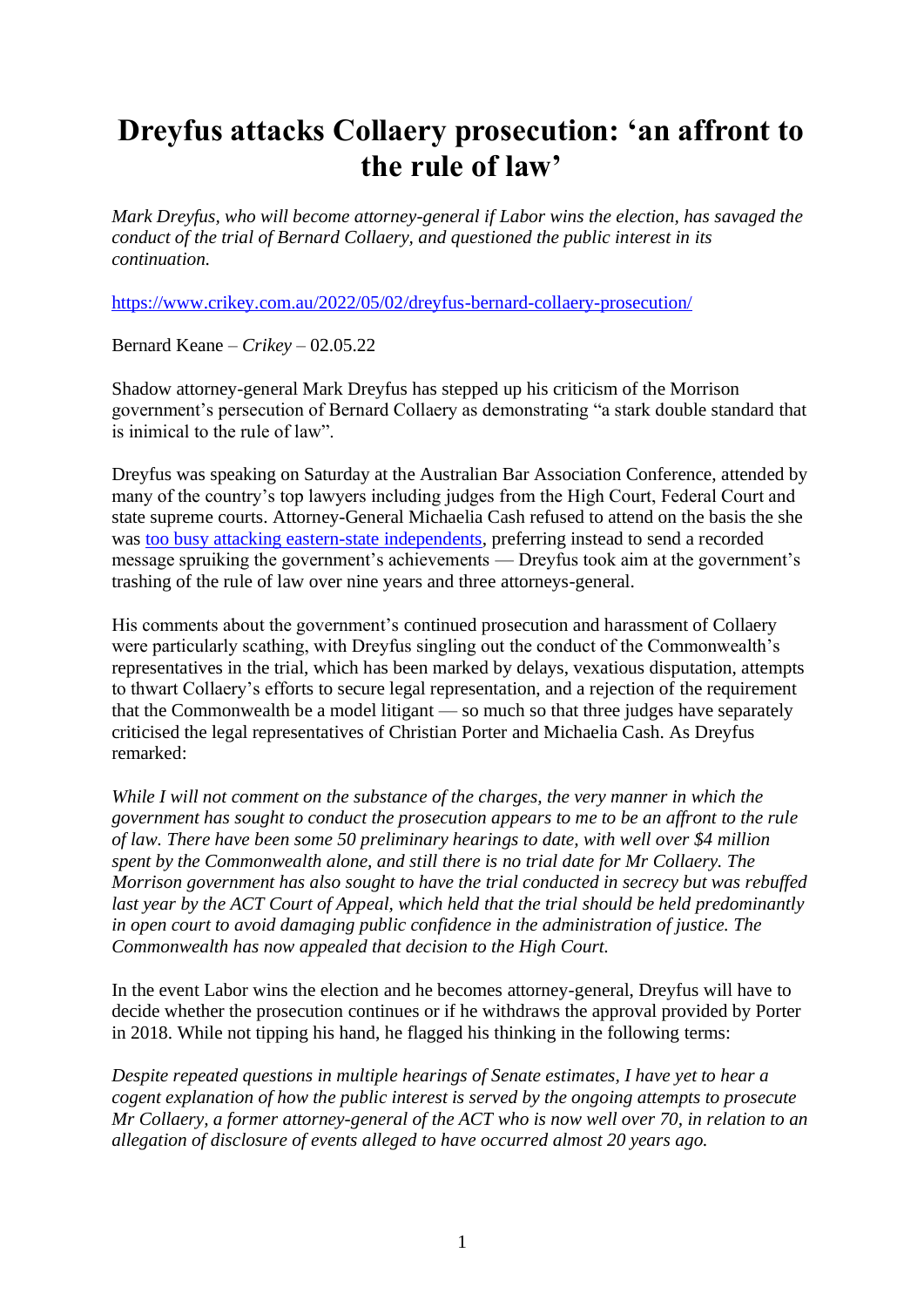# Dreyfus attacks Collaery prosecution: 'an affront to the rule of law'

*Mark Dreyfus, who will become attorney-general if Labor wins the election, has savaged the conduct of the trial of Bernard Collaery, and questioned the public interest in its continuation.*

https://www.crikey.com.au/2022/05/02/dreyfus-bernard-collaery-prosecution/

Bernard Keane – *Crikey* – 02.05.22

Shadow attorney-general Mark Dreyfus has stepped up his criticism of the Morrison government's persecution of Bernard Collaery as demonstrating "a stark double standard that is inimical to the rule of law".

Dreyfus was speaking on Saturday at the Australian Bar Association Conference, attended by many of the country's top lawyers including judges from the High Court, Federal Court and state supreme courts. Attorney-General Michaelia Cash refused to attend on the basis the she was too busy attacking eastern-state independents, preferring instead to send a recorded message spruiking the government's achievements — Dreyfus took aim at the government's trashing of the rule of law over nine years and three attorneys-general.

His comments about the government's continued prosecution and harassment of Collaery were particularly scathing, with Dreyfus singling out the conduct of the Commonwealth's representatives in the trial, which has been marked by delays, vexatious disputation, attempts to thwart Collaery's efforts to secure legal representation, and a rejection of the requirement that the Commonwealth be a model litigant — so much so that three judges have separately criticised the legal representatives of Christian Porter and Michaelia Cash. As Dreyfus remarked:

*While I will not comment on the substance of the charges, the very manner in which the government has sought to conduct the prosecution appears to me to be an affront to the rule of law. There have been some 50 preliminary hearings to date, with well over $4 million spent by the Commonwealth alone, and still there is no trial date for Mr Collaery. The Morrison government has also sought to have the trial conducted in secrecy but was rebuffed last year by the ACT Court of Appeal, which held that the trial should be held predominantly in open court to avoid damaging public confidence in the administration of justice. The Commonwealth has now appealed that decision to the High Court.*

In the event Labor wins the election and he becomes attorney-general, Dreyfus will have to decide whether the prosecution continues or if he withdraws the approval provided by Porter in 2018. While not tipping his hand, he flagged his thinking in the following terms:

*Despite repeated questions in multiple hearings of Senate estimates, I have yet to hear a cogent explanation of how the public interest is served by the ongoing attempts to prosecute Mr Collaery, a former attorney-general of the ACT who is now well over 70, in relation to an allegation of disclosure of events alleged to have occurred almost 20 years ago.*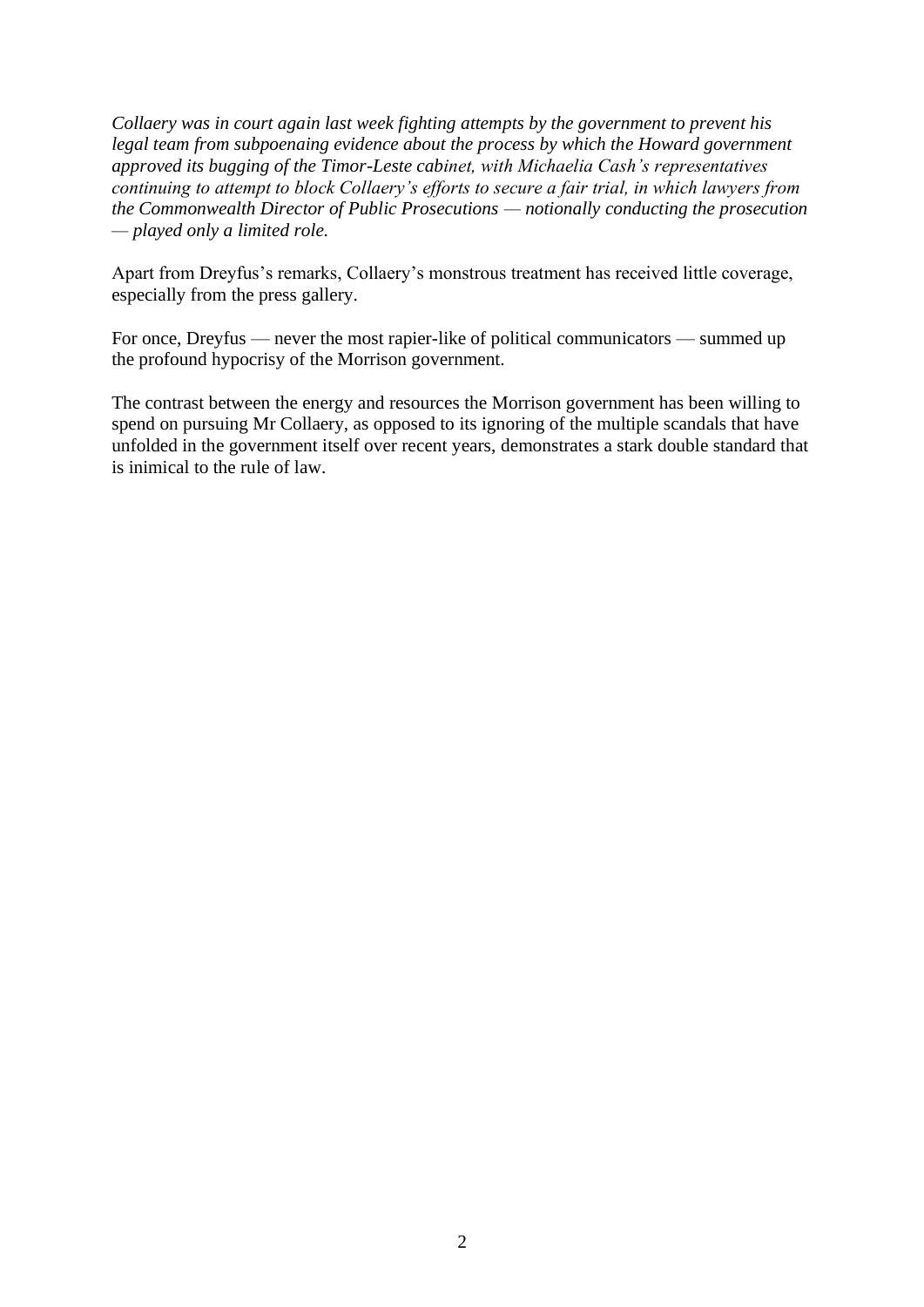*Collaery was in court again last week fighting attempts by the government to prevent his legal team from subpoenaing evidence about the process by which the Howard government approved its bugging of the Timor-Leste cabinet, with Michaelia Cash's representatives continuing to attempt to block Collaery's efforts to secure a fair trial, in which lawyers from the Commonwealth Director of Public Prosecutions — notionally conducting the prosecution — played only a limited role.*

Apart from Dreyfus's remarks, Collaery's monstrous treatment has received little coverage, especially from the press gallery.

For once, Dreyfus — never the most rapier-like of political communicators — summed up the profound hypocrisy of the Morrison government.

The contrast between the energy and resources the Morrison government has been willing to spend on pursuing Mr Collaery, as opposed to its ignoring of the multiple scandals that have unfolded in the government itself over recent years, demonstrates a stark double standard that is inimical to the rule of law.